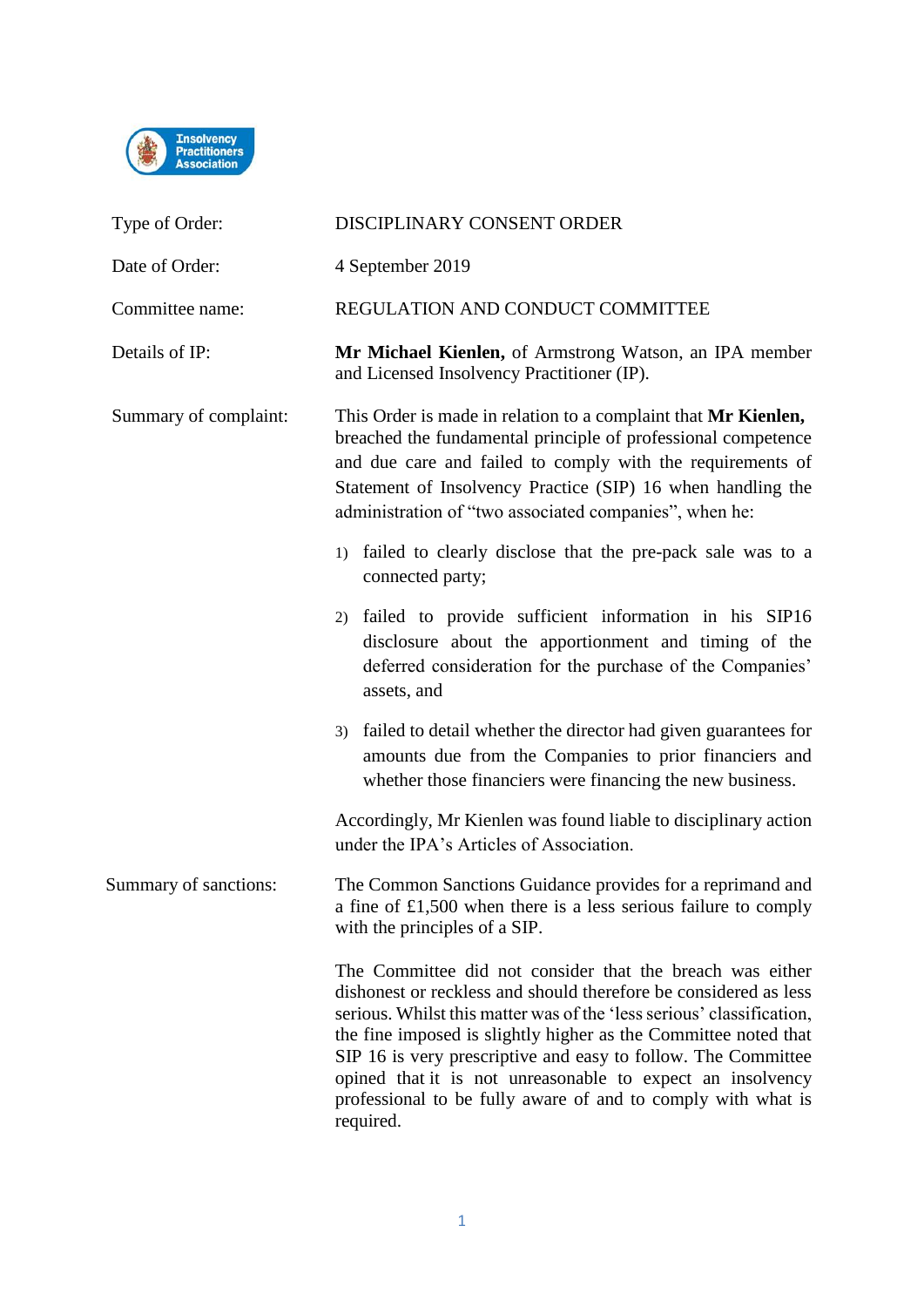Insolvency Practitioners Association

| | |
|---|---|
| Type of Order: | DISCIPLINARY CONSENT ORDER |
| Date of Order: | 4 September 2019 |
| Committee name: | REGULATION AND CONDUCT COMMITTEE |
| Details of IP: | **Mr Michael Kienlen,** of Armstrong Watson, an IPA member and Licensed Insolvency Practitioner (IP). |

**Summary of complaint:**

This Order is made in relation to a complaint that **Mr Kienlen,** breached the fundamental principle of professional competence and due care and failed to comply with the requirements of Statement of Insolvency Practice (SIP) 16 when handling the administration of "two associated companies", when he:

1) failed to clearly disclose that the pre-pack sale was to a connected party;
2) failed to provide sufficient information in his SIP16 disclosure about the apportionment and timing of the deferred consideration for the purchase of the Companies' assets, and
3) failed to detail whether the director had given guarantees for amounts due from the Companies to prior financiers and whether those financiers were financing the new business.

Accordingly, Mr Kienlen was found liable to disciplinary action under the IPA's Articles of Association.

**Summary of sanctions:**

The Common Sanctions Guidance provides for a reprimand and a fine of £1,500 when there is a less serious failure to comply with the principles of a SIP.

The Committee did not consider that the breach was either dishonest or reckless and should therefore be considered as less serious. Whilst this matter was of the 'less serious' classification, the fine imposed is slightly higher as the Committee noted that SIP 16 is very prescriptive and easy to follow. The Committee opined that it is not unreasonable to expect an insolvency professional to be fully aware of and to comply with what is required.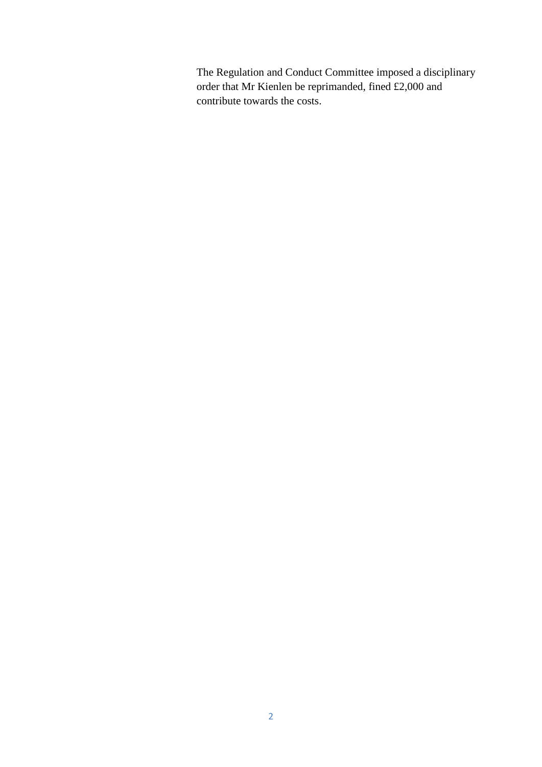The Regulation and Conduct Committee imposed a disciplinary order that Mr Kienlen be reprimanded, fined £2,000 and contribute towards the costs.